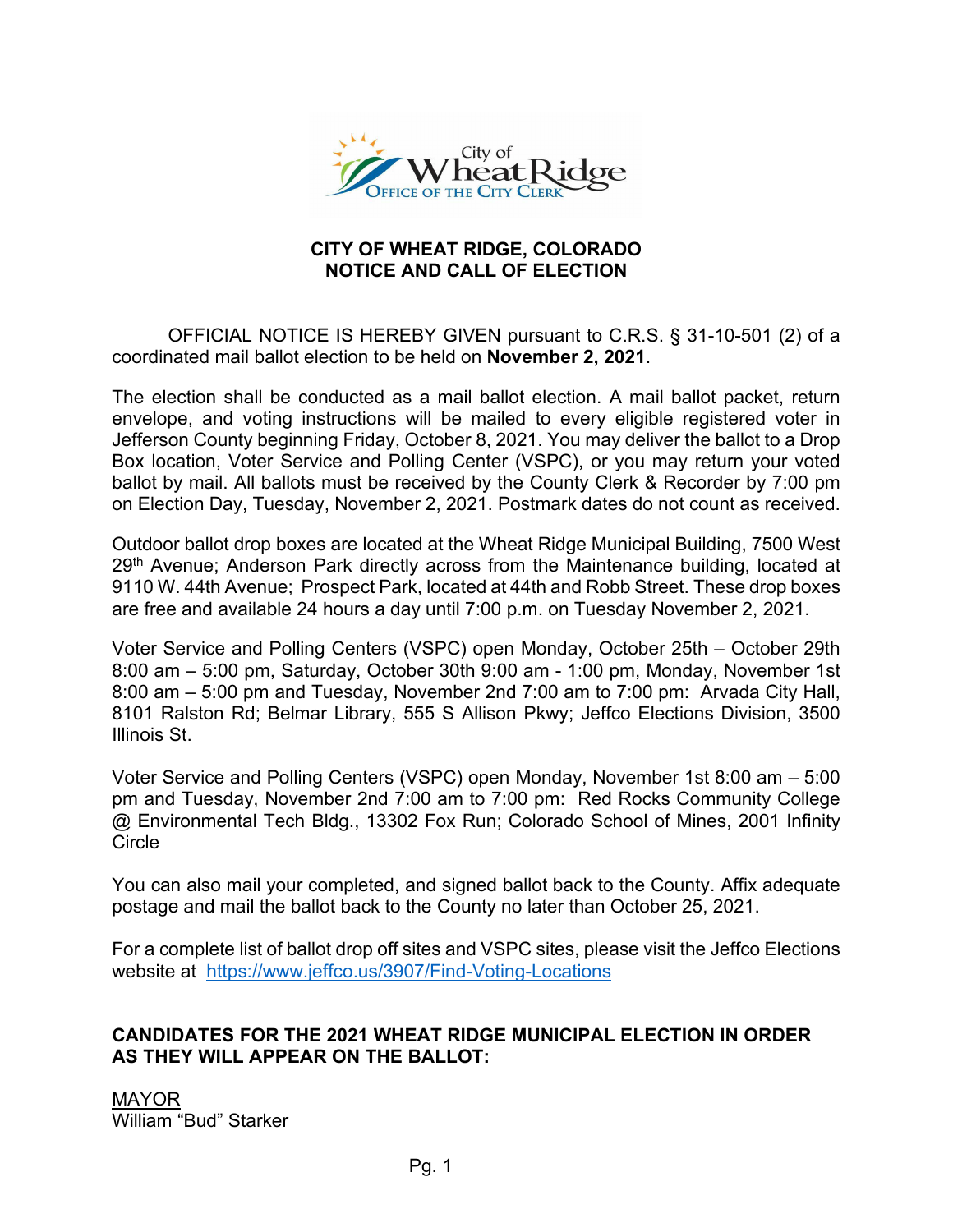City of Wheat Ridge
Office of the City Clerk

# CITY OF WHEAT RIDGE, COLORADO
# NOTICE AND CALL OF ELECTION

OFFICIAL NOTICE IS HEREBY GIVEN pursuant to C.R.S. § 31-10-501 (2) of a coordinated mail ballot election to be held on **November 2, 2021**.

The election shall be conducted as a mail ballot election. A mail ballot packet, return envelope, and voting instructions will be mailed to every eligible registered voter in Jefferson County beginning Friday, October 8, 2021. You may deliver the ballot to a Drop Box location, Voter Service and Polling Center (VSPC), or you may return your voted ballot by mail. All ballots must be received by the County Clerk & Recorder by 7:00 pm on Election Day, Tuesday, November 2, 2021. Postmark dates do not count as received.

Outdoor ballot drop boxes are located at the Wheat Ridge Municipal Building, 7500 West 29th Avenue; Anderson Park directly across from the Maintenance building, located at 9110 W. 44th Avenue; Prospect Park, located at 44th and Robb Street. These drop boxes are free and available 24 hours a day until 7:00 p.m. on Tuesday November 2, 2021.

Voter Service and Polling Centers (VSPC) open Monday, October 25th – October 29th 8:00 am – 5:00 pm, Saturday, October 30th 9:00 am - 1:00 pm, Monday, November 1st 8:00 am – 5:00 pm and Tuesday, November 2nd 7:00 am to 7:00 pm: Arvada City Hall, 8101 Ralston Rd; Belmar Library, 555 S Allison Pkwy; Jeffco Elections Division, 3500 Illinois St.

Voter Service and Polling Centers (VSPC) open Monday, November 1st 8:00 am – 5:00 pm and Tuesday, November 2nd 7:00 am to 7:00 pm: Red Rocks Community College @ Environmental Tech Bldg., 13302 Fox Run; Colorado School of Mines, 2001 Infinity Circle

You can also mail your completed, and signed ballot back to the County. Affix adequate postage and mail the ballot back to the County no later than October 25, 2021.

For a complete list of ballot drop off sites and VSPC sites, please visit the Jeffco Elections website at https://www.jeffco.us/3907/Find-Voting-Locations

## CANDIDATES FOR THE 2021 WHEAT RIDGE MUNICIPAL ELECTION IN ORDER AS THEY WILL APPEAR ON THE BALLOT:

MAYOR
William "Bud" Starker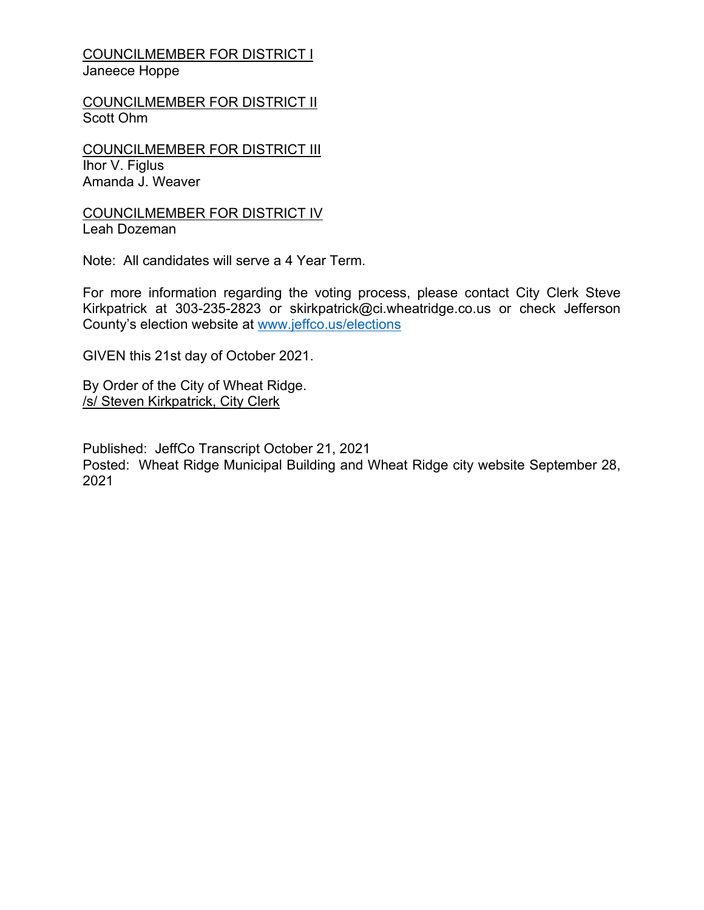COUNCILMEMBER FOR DISTRICT I
Janeece Hoppe

COUNCILMEMBER FOR DISTRICT II
Scott Ohm

COUNCILMEMBER FOR DISTRICT III
Ihor V. Figlus
Amanda J. Weaver

COUNCILMEMBER FOR DISTRICT IV
Leah Dozeman

Note: All candidates will serve a 4 Year Term.

For more information regarding the voting process, please contact City Clerk Steve Kirkpatrick at 303-235-2823 or skirkpatrick@ci.wheatridge.co.us or check Jefferson County's election website at [www.jeffco.us/elections](http://www.jeffco.us/elections)

GIVEN this 21st day of October 2021.

By Order of the City of Wheat Ridge.
/s/ Steven Kirkpatrick, City Clerk

Published: JeffCo Transcript October 21, 2021
Posted: Wheat Ridge Municipal Building and Wheat Ridge city website September 28, 2021